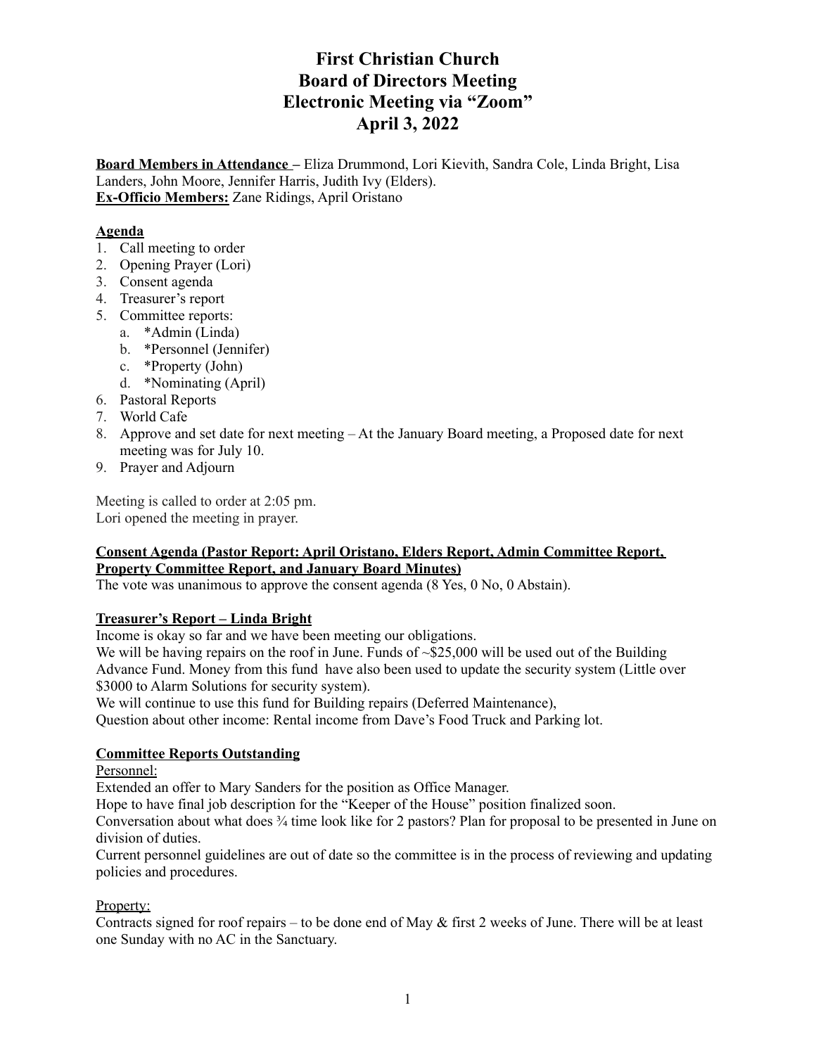# First Christian Church
# Board of Directors Meeting
# Electronic Meeting via "Zoom"
# April 3, 2022

**Board Members in Attendance –** Eliza Drummond, Lori Kievith, Sandra Cole, Linda Bright, Lisa Landers, John Moore, Jennifer Harris, Judith Ivy (Elders).
**Ex-Officio Members:** Zane Ridings, April Oristano

**Agenda**

1. Call meeting to order
2. Opening Prayer (Lori)
3. Consent agenda
4. Treasurer's report
5. Committee reports:
   a. *Admin (Linda)
   b. *Personnel (Jennifer)
   c. *Property (John)
   d. *Nominating (April)
6. Pastoral Reports
7. World Cafe
8. Approve and set date for next meeting – At the January Board meeting, a Proposed date for next meeting was for July 10.
9. Prayer and Adjourn

Meeting is called to order at 2:05 pm.
Lori opened the meeting in prayer.

**Consent Agenda (Pastor Report: April Oristano, Elders Report, Admin Committee Report, Property Committee Report, and January Board Minutes)**
The vote was unanimous to approve the consent agenda (8 Yes, 0 No, 0 Abstain).

**Treasurer's Report – Linda Bright**
Income is okay so far and we have been meeting our obligations.
We will be having repairs on the roof in June. Funds of ~$25,000 will be used out of the Building Advance Fund. Money from this fund have also been used to update the security system (Little over $3000 to Alarm Solutions for security system).
We will continue to use this fund for Building repairs (Deferred Maintenance),
Question about other income: Rental income from Dave's Food Truck and Parking lot.

**Committee Reports Outstanding**

Personnel:
Extended an offer to Mary Sanders for the position as Office Manager.
Hope to have final job description for the "Keeper of the House" position finalized soon.
Conversation about what does ¾ time look like for 2 pastors? Plan for proposal to be presented in June on division of duties.
Current personnel guidelines are out of date so the committee is in the process of reviewing and updating policies and procedures.

Property:
Contracts signed for roof repairs – to be done end of May & first 2 weeks of June. There will be at least one Sunday with no AC in the Sanctuary.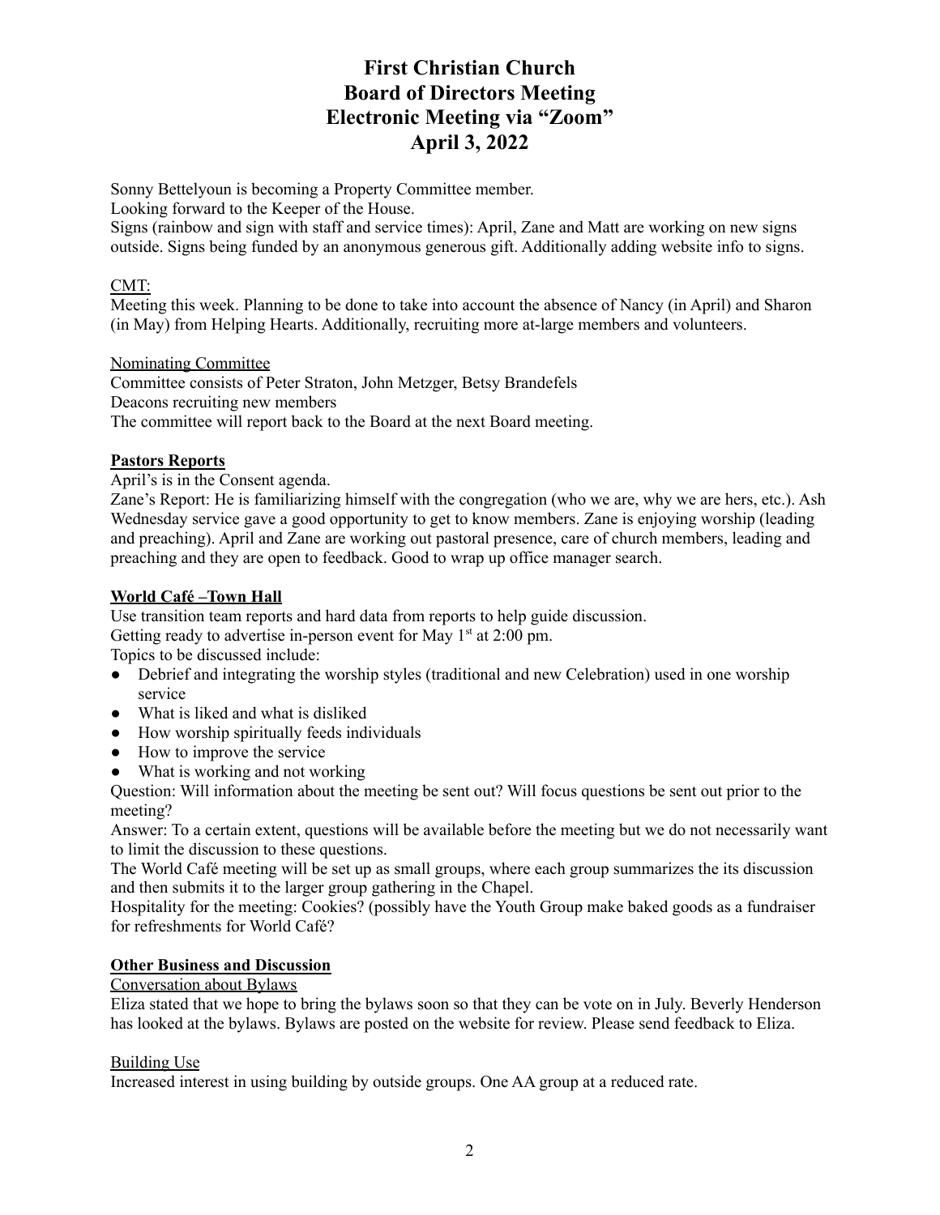# First Christian Church
# Board of Directors Meeting
# Electronic Meeting via "Zoom"
# April 3, 2022

Sonny Bettelyoun is becoming a Property Committee member.
Looking forward to the Keeper of the House.
Signs (rainbow and sign with staff and service times): April, Zane and Matt are working on new signs outside. Signs being funded by an anonymous generous gift. Additionally adding website info to signs.

<u>CMT:</u>
Meeting this week. Planning to be done to take into account the absence of Nancy (in April) and Sharon (in May) from Helping Hearts. Additionally, recruiting more at-large members and volunteers.

<u>Nominating Committee</u>
Committee consists of Peter Straton, John Metzger, Betsy Brandefels
Deacons recruiting new members
The committee will report back to the Board at the next Board meeting.

## **<u>Pastors Reports</u>**

April's is in the Consent agenda.
Zane's Report: He is familiarizing himself with the congregation (who we are, why we are hers, etc.). Ash Wednesday service gave a good opportunity to get to know members. Zane is enjoying worship (leading and preaching). April and Zane are working out pastoral presence, care of church members, leading and preaching and they are open to feedback. Good to wrap up office manager search.

## **<u>World Café –Town Hall</u>**

Use transition team reports and hard data from reports to help guide discussion.
Getting ready to advertise in-person event for May 1st at 2:00 pm.
Topics to be discussed include:

- Debrief and integrating the worship styles (traditional and new Celebration) used in one worship service
- What is liked and what is disliked
- How worship spiritually feeds individuals
- How to improve the service
- What is working and not working

Question: Will information about the meeting be sent out? Will focus questions be sent out prior to the meeting?
Answer: To a certain extent, questions will be available before the meeting but we do not necessarily want to limit the discussion to these questions.
The World Café meeting will be set up as small groups, where each group summarizes the its discussion and then submits it to the larger group gathering in the Chapel.
Hospitality for the meeting: Cookies? (possibly have the Youth Group make baked goods as a fundraiser for refreshments for World Café?

## **<u>Other Business and Discussion</u>**

<u>Conversation about Bylaws</u>
Eliza stated that we hope to bring the bylaws soon so that they can be vote on in July. Beverly Henderson has looked at the bylaws. Bylaws are posted on the website for review. Please send feedback to Eliza.

<u>Building Use</u>
Increased interest in using building by outside groups. One AA group at a reduced rate.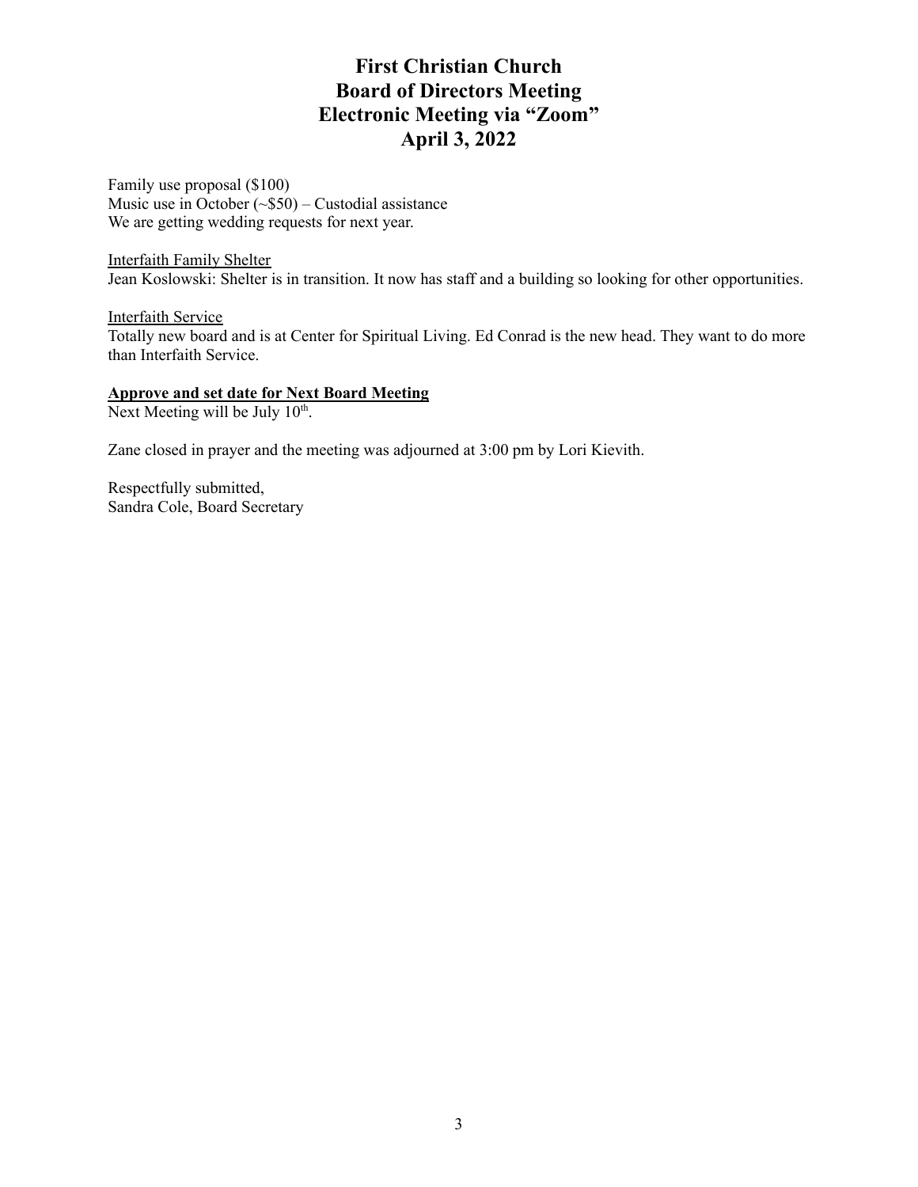# First Christian Church
# Board of Directors Meeting
# Electronic Meeting via "Zoom"
# April 3, 2022

Family use proposal ($100)
Music use in October (~$50) – Custodial assistance
We are getting wedding requests for next year.

Interfaith Family Shelter
Jean Koslowski: Shelter is in transition. It now has staff and a building so looking for other opportunities.

Interfaith Service
Totally new board and is at Center for Spiritual Living. Ed Conrad is the new head. They want to do more than Interfaith Service.

**Approve and set date for Next Board Meeting**
Next Meeting will be July 10th.

Zane closed in prayer and the meeting was adjourned at 3:00 pm by Lori Kievith.

Respectfully submitted,
Sandra Cole, Board Secretary